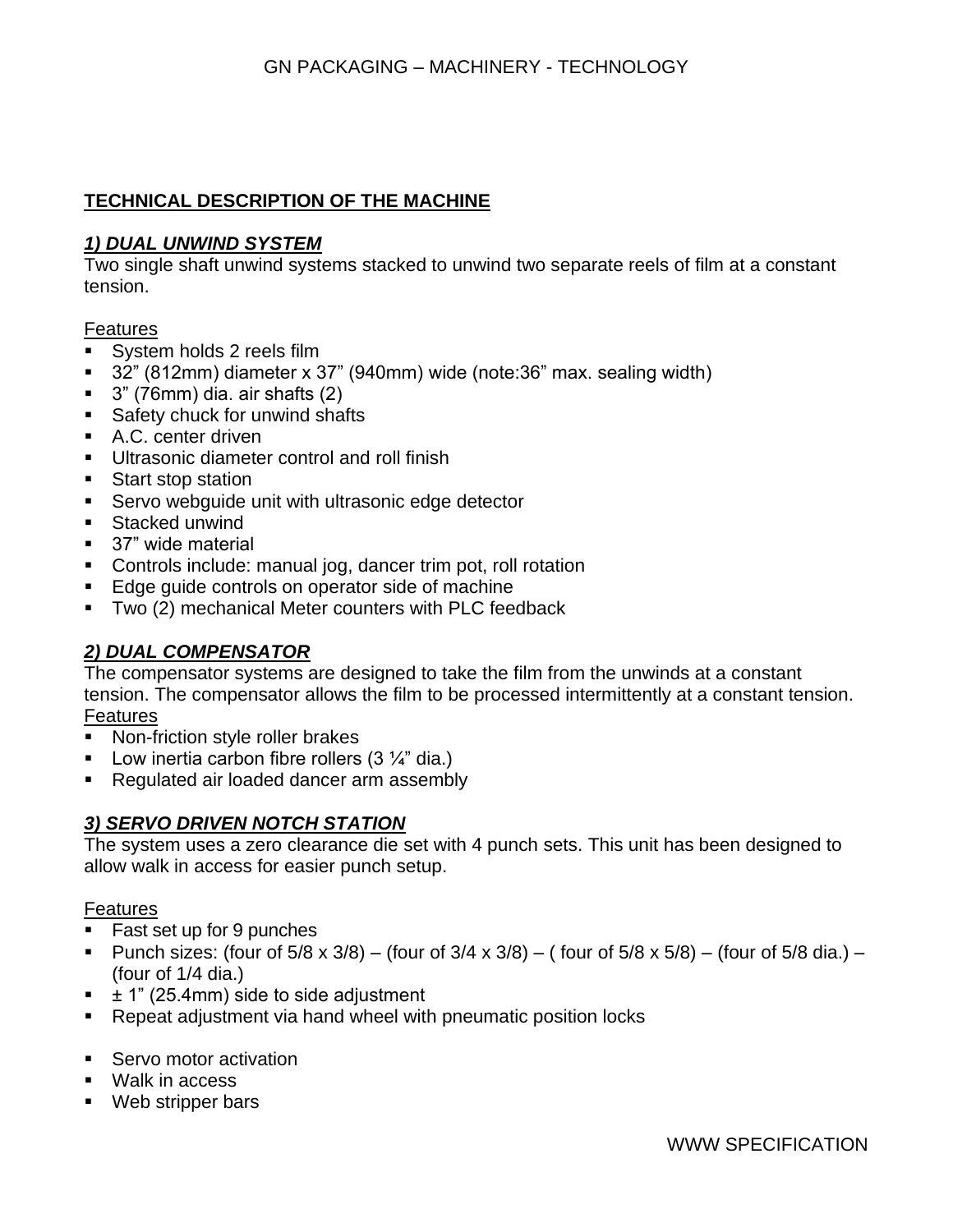## TECHNICAL DESCRIPTION OF THE MACHINE

### *1) DUAL UNWIND SYSTEM*

Two single shaft unwind systems stacked to unwind two separate reels of film at a constant tension.

Features

- System holds 2 reels film
- 32" (812mm) diameter x 37" (940mm) wide (note:36" max. sealing width)
- 3" (76mm) dia. air shafts (2)
- Safety chuck for unwind shafts
- A.C. center driven
- Ultrasonic diameter control and roll finish
- Start stop station
- Servo webguide unit with ultrasonic edge detector
- Stacked unwind
- 37" wide material
- Controls include: manual jog, dancer trim pot, roll rotation
- Edge guide controls on operator side of machine
- Two (2) mechanical Meter counters with PLC feedback

### *2) DUAL COMPENSATOR*

The compensator systems are designed to take the film from the unwinds at a constant tension. The compensator allows the film to be processed intermittently at a constant tension.

Features

- Non-friction style roller brakes
- Low inertia carbon fibre rollers (3 ¼" dia.)
- Regulated air loaded dancer arm assembly

### *3) SERVO DRIVEN NOTCH STATION*

The system uses a zero clearance die set with 4 punch sets. This unit has been designed to allow walk in access for easier punch setup.

Features

- Fast set up for 9 punches
- Punch sizes: (four of 5/8 x 3/8) – (four of 3/4 x 3/8) – ( four of 5/8 x 5/8) – (four of 5/8 dia.) – (four of 1/4 dia.)
- ± 1" (25.4mm) side to side adjustment
- Repeat adjustment via hand wheel with pneumatic position locks

- Servo motor activation
- Walk in access
- Web stripper bars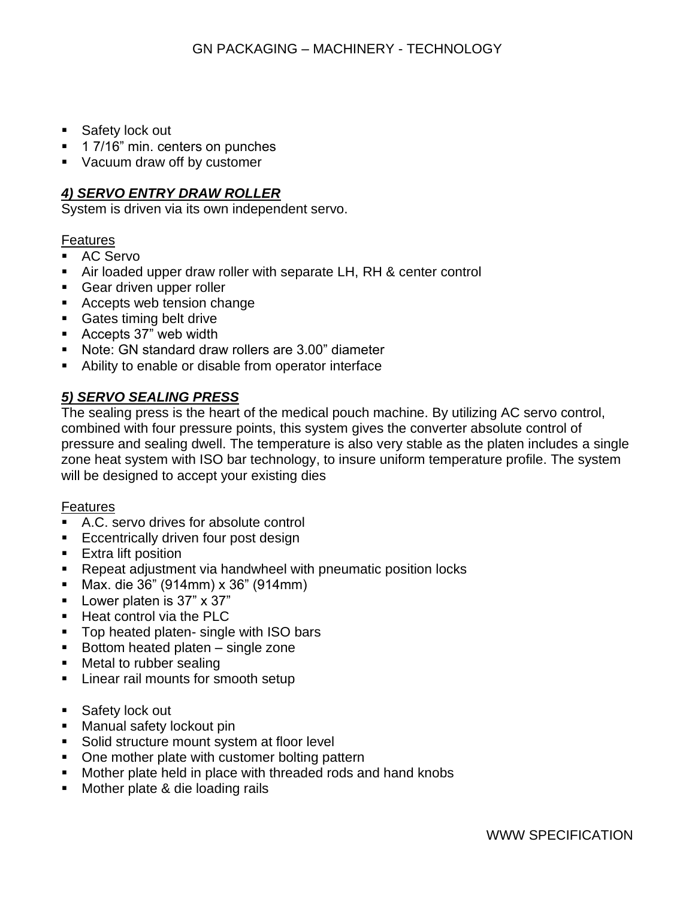- Safety lock out
- 1 7/16" min. centers on punches
- Vacuum draw off by customer

### ***4) SERVO ENTRY DRAW ROLLER***

System is driven via its own independent servo.

Features

- AC Servo
- Air loaded upper draw roller with separate LH, RH & center control
- Gear driven upper roller
- Accepts web tension change
- Gates timing belt drive
- Accepts 37" web width
- Note: GN standard draw rollers are 3.00" diameter
- Ability to enable or disable from operator interface

### ***5) SERVO SEALING PRESS***

The sealing press is the heart of the medical pouch machine. By utilizing AC servo control, combined with four pressure points, this system gives the converter absolute control of pressure and sealing dwell. The temperature is also very stable as the platen includes a single zone heat system with ISO bar technology, to insure uniform temperature profile. The system will be designed to accept your existing dies

Features

- A.C. servo drives for absolute control
- Eccentrically driven four post design
- Extra lift position
- Repeat adjustment via handwheel with pneumatic position locks
- Max. die 36" (914mm) x 36" (914mm)
- Lower platen is 37" x 37"
- Heat control via the PLC
- Top heated platen- single with ISO bars
- Bottom heated platen – single zone
- Metal to rubber sealing
- Linear rail mounts for smooth setup

- Safety lock out
- Manual safety lockout pin
- Solid structure mount system at floor level
- One mother plate with customer bolting pattern
- Mother plate held in place with threaded rods and hand knobs
- Mother plate & die loading rails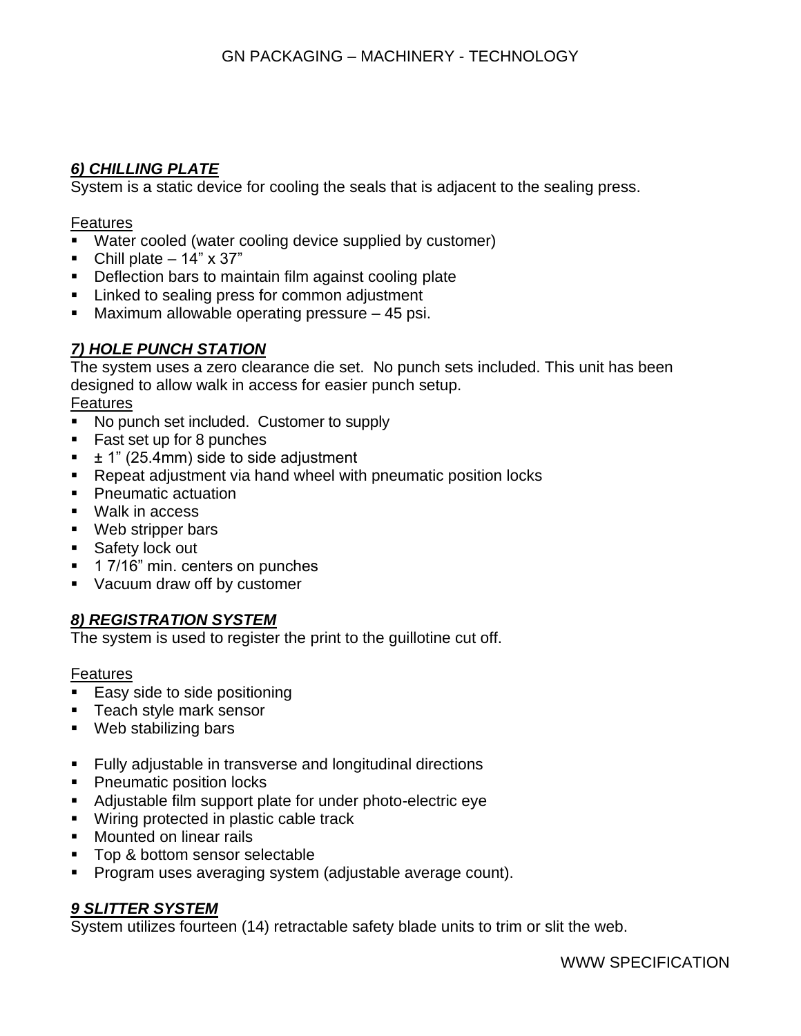### *6) CHILLING PLATE*

System is a static device for cooling the seals that is adjacent to the sealing press.

Features

- Water cooled (water cooling device supplied by customer)
- Chill plate – 14" x 37"
- Deflection bars to maintain film against cooling plate
- Linked to sealing press for common adjustment
- Maximum allowable operating pressure – 45 psi.

### *7) HOLE PUNCH STATION*

The system uses a zero clearance die set. No punch sets included. This unit has been designed to allow walk in access for easier punch setup.

Features

- No punch set included. Customer to supply
- Fast set up for 8 punches
- ± 1" (25.4mm) side to side adjustment
- Repeat adjustment via hand wheel with pneumatic position locks
- Pneumatic actuation
- Walk in access
- Web stripper bars
- Safety lock out
- 1 7/16" min. centers on punches
- Vacuum draw off by customer

### *8) REGISTRATION SYSTEM*

The system is used to register the print to the guillotine cut off.

Features

- Easy side to side positioning
- Teach style mark sensor
- Web stabilizing bars

- Fully adjustable in transverse and longitudinal directions
- Pneumatic position locks
- Adjustable film support plate for under photo-electric eye
- Wiring protected in plastic cable track
- Mounted on linear rails
- Top & bottom sensor selectable
- Program uses averaging system (adjustable average count).

### *9 SLITTER SYSTEM*

System utilizes fourteen (14) retractable safety blade units to trim or slit the web.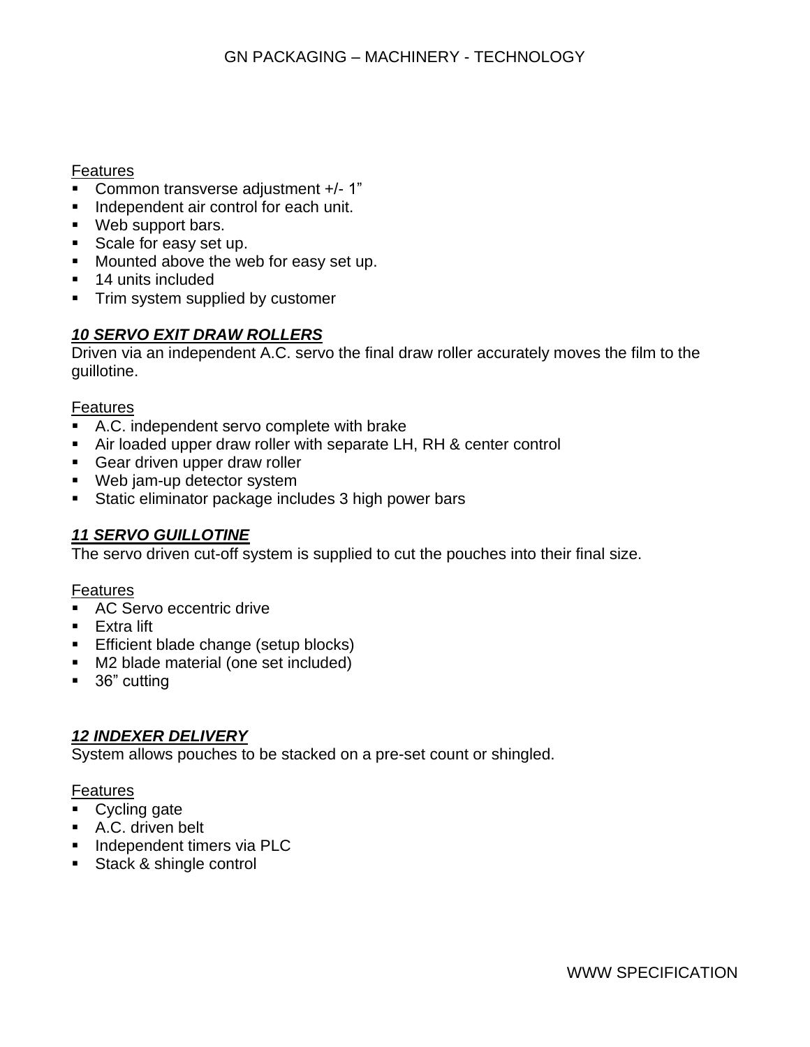Features

- Common transverse adjustment +/- 1"
- Independent air control for each unit.
- Web support bars.
- Scale for easy set up.
- Mounted above the web for easy set up.
- 14 units included
- Trim system supplied by customer

### ***10 SERVO EXIT DRAW ROLLERS***

Driven via an independent A.C. servo the final draw roller accurately moves the film to the guillotine.

Features

- A.C. independent servo complete with brake
- Air loaded upper draw roller with separate LH, RH & center control
- Gear driven upper draw roller
- Web jam-up detector system
- Static eliminator package includes 3 high power bars

### ***11 SERVO GUILLOTINE***

The servo driven cut-off system is supplied to cut the pouches into their final size.

Features

- AC Servo eccentric drive
- Extra lift
- Efficient blade change (setup blocks)
- M2 blade material (one set included)
- 36" cutting

### ***12 INDEXER DELIVERY***

System allows pouches to be stacked on a pre-set count or shingled.

Features

- Cycling gate
- A.C. driven belt
- Independent timers via PLC
- Stack & shingle control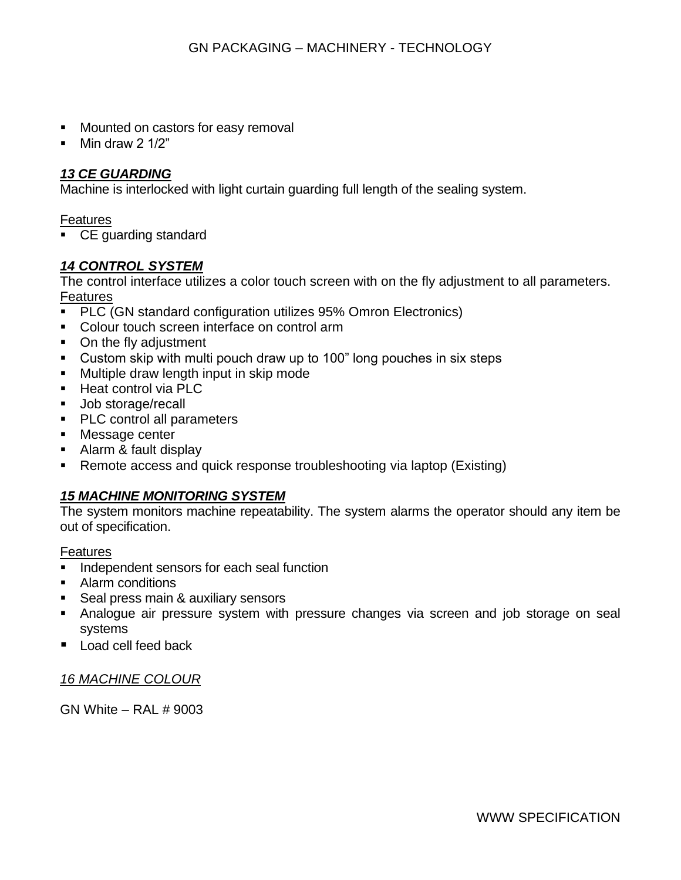- Mounted on castors for easy removal
- Min draw 2 1/2”

### ***13 CE GUARDING***

Machine is interlocked with light curtain guarding full length of the sealing system.

<u>Features</u>

- CE guarding standard

### ***14 CONTROL SYSTEM***

The control interface utilizes a color touch screen with on the fly adjustment to all parameters.

<u>Features</u>

- PLC (GN standard configuration utilizes 95% Omron Electronics)
- Colour touch screen interface on control arm
- On the fly adjustment
- Custom skip with multi pouch draw up to 100” long pouches in six steps
- Multiple draw length input in skip mode
- Heat control via PLC
- Job storage/recall
- PLC control all parameters
- Message center
- Alarm & fault display
- Remote access and quick response troubleshooting via laptop (Existing)

### ***15 MACHINE MONITORING SYSTEM***

The system monitors machine repeatability. The system alarms the operator should any item be out of specification.

<u>Features</u>

- Independent sensors for each seal function
- Alarm conditions
- Seal press main & auxiliary sensors
- Analogue air pressure system with pressure changes via screen and job storage on seal systems
- Load cell feed back

### *16 MACHINE COLOUR*

GN White – RAL # 9003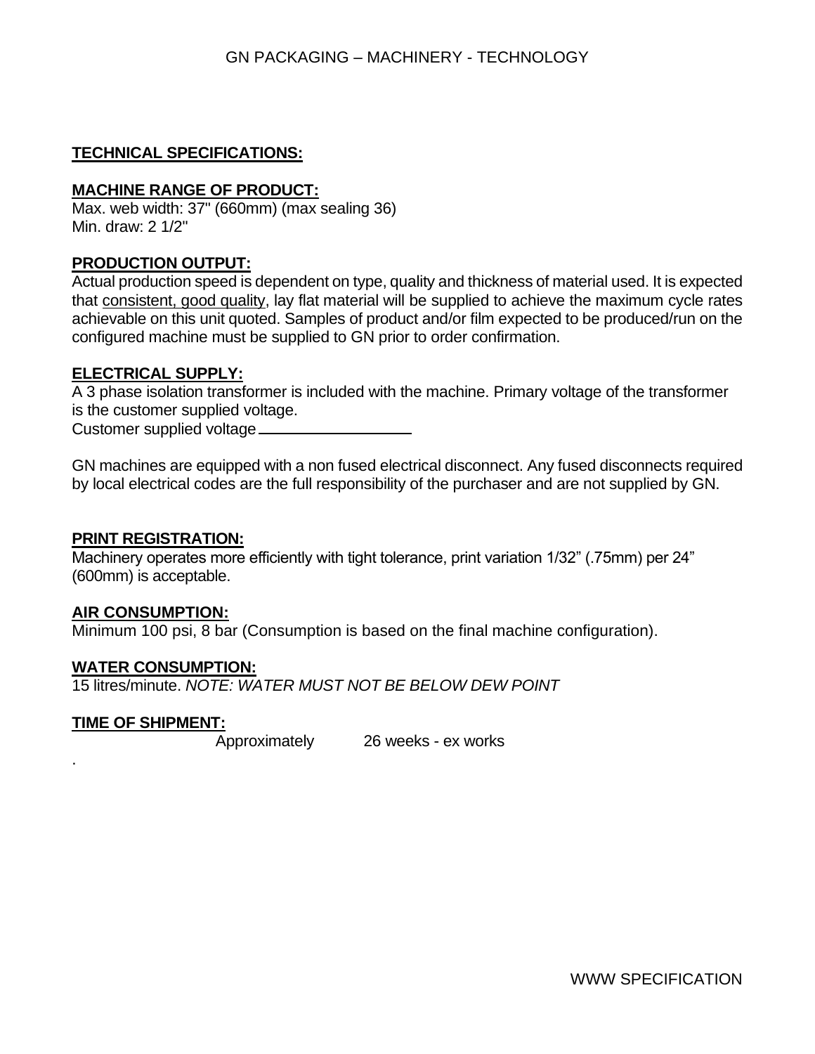**TECHNICAL SPECIFICATIONS:**

**MACHINE RANGE OF PRODUCT:**

Max. web width: 37" (660mm) (max sealing 36)
Min. draw: 2 1/2"

**PRODUCTION OUTPUT:**

Actual production speed is dependent on type, quality and thickness of material used. It is expected that consistent, good quality, lay flat material will be supplied to achieve the maximum cycle rates achievable on this unit quoted. Samples of product and/or film expected to be produced/run on the configured machine must be supplied to GN prior to order confirmation.

**ELECTRICAL SUPPLY:**

A 3 phase isolation transformer is included with the machine. Primary voltage of the transformer is the customer supplied voltage.
Customer supplied voltage ____________________

GN machines are equipped with a non fused electrical disconnect. Any fused disconnects required by local electrical codes are the full responsibility of the purchaser and are not supplied by GN.

**PRINT REGISTRATION:**

Machinery operates more efficiently with tight tolerance, print variation 1/32" (.75mm) per 24" (600mm) is acceptable.

**AIR CONSUMPTION:**

Minimum 100 psi, 8 bar (Consumption is based on the final machine configuration).

**WATER CONSUMPTION:**

15 litres/minute. *NOTE: WATER MUST NOT BE BELOW DEW POINT*

**TIME OF SHIPMENT:**

Approximately 26 weeks - ex works

.